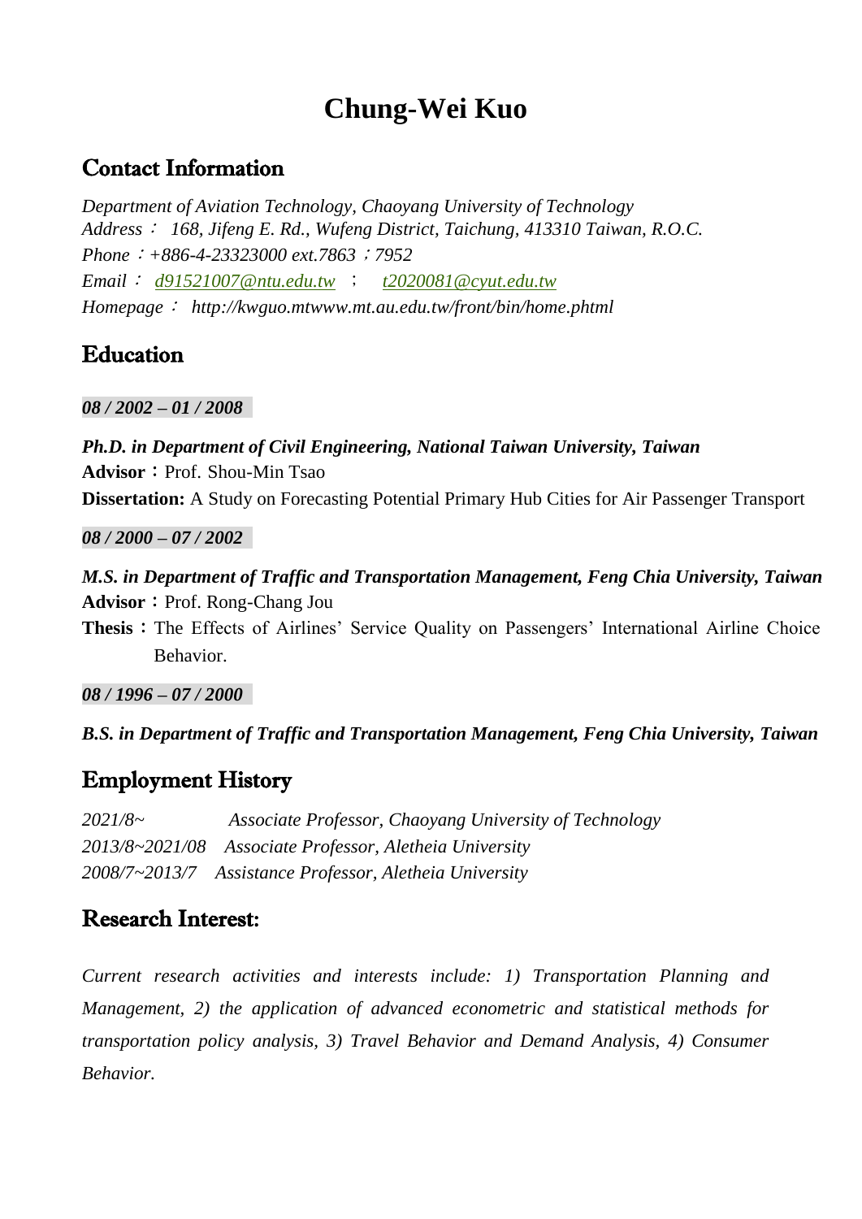# Chung-Wei Kuo

## Contact Information

*Department of Aviation Technology, Chaoyang University of Technology*
*Address： 168, Jifeng E. Rd., Wufeng District, Taichung, 413310 Taiwan, R.O.C.*
*Phone：+886-4-23323000 ext.7863；7952*
*Email： d91521007@ntu.edu.tw ； t2020081@cyut.edu.tw*
*Homepage： http://kwguo.mtwww.mt.au.edu.tw/front/bin/home.phtml*

## Education

***08 / 2002 – 01 / 2008***

***Ph.D. in Department of Civil Engineering, National Taiwan University, Taiwan***
**Advisor**：Prof. Shou-Min Tsao
**Dissertation:** A Study on Forecasting Potential Primary Hub Cities for Air Passenger Transport

***08 / 2000 – 07 / 2002***

***M.S. in Department of Traffic and Transportation Management, Feng Chia University, Taiwan***
**Advisor**：Prof. Rong-Chang Jou
**Thesis**：The Effects of Airlines' Service Quality on Passengers' International Airline Choice Behavior.

***08 / 1996 – 07 / 2000***

***B.S. in Department of Traffic and Transportation Management, Feng Chia University, Taiwan***

## Employment History

*2021/8~ Associate Professor, Chaoyang University of Technology*
*2013/8~2021/08 Associate Professor, Aletheia University*
*2008/7~2013/7 Assistance Professor, Aletheia University*

## Research Interest:

*Current research activities and interests include: 1) Transportation Planning and Management, 2) the application of advanced econometric and statistical methods for transportation policy analysis, 3) Travel Behavior and Demand Analysis, 4) Consumer Behavior.*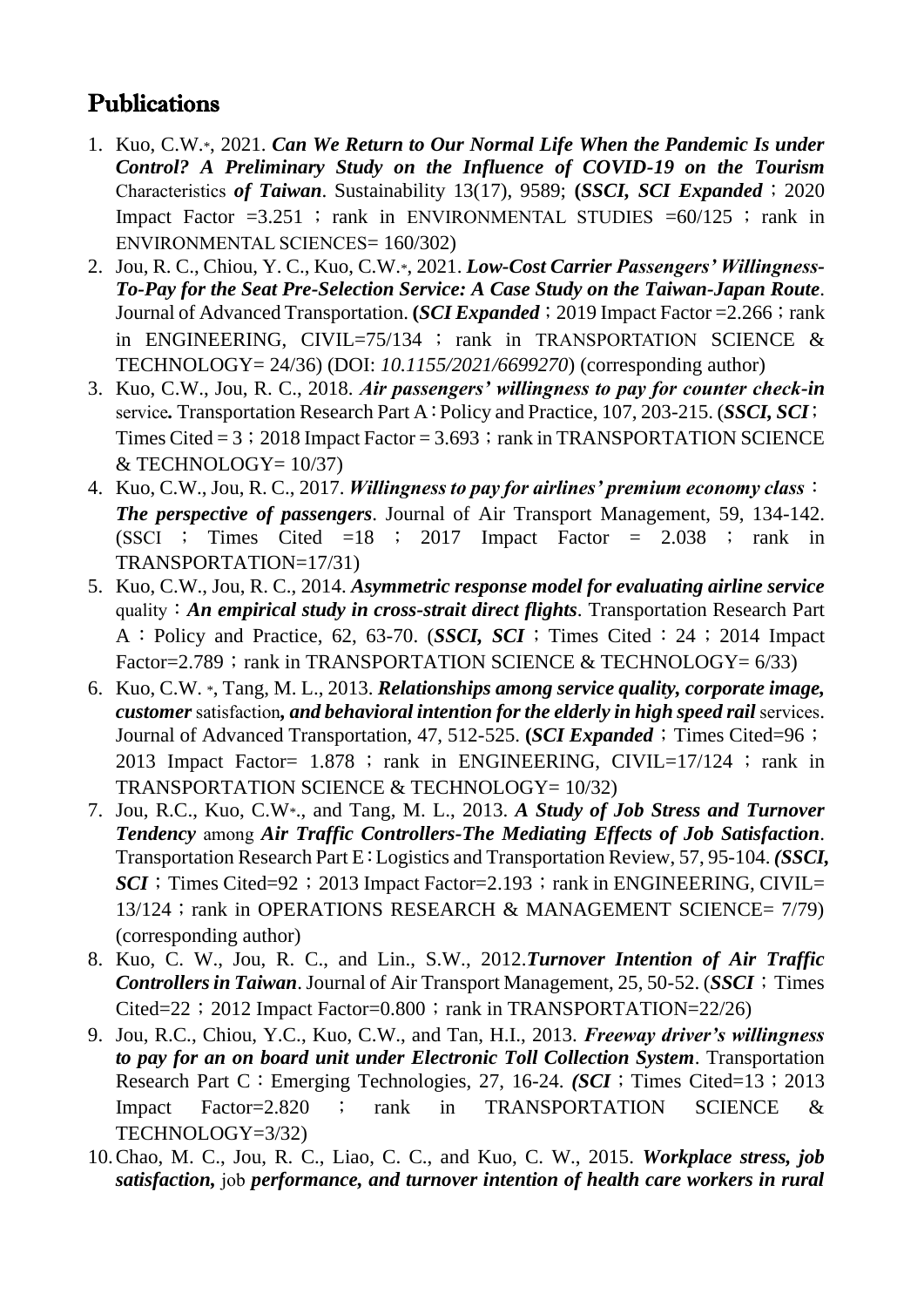## Publications

1. Kuo, C.W.*, 2021. ***Can We Return to Our Normal Life When the Pandemic Is under Control? A Preliminary Study on the Influence of COVID-19 on the Tourism*** Characteristics ***of Taiwan***. Sustainability 13(17), 9589; **(*SSCI, SCI Expanded***；2020 Impact Factor =3.251 ；rank in ENVIRONMENTAL STUDIES =60/125 ；rank in ENVIRONMENTAL SCIENCES= 160/302)
2. Jou, R. C., Chiou, Y. C., Kuo, C.W.*, 2021. ***Low-Cost Carrier Passengers' Willingness-To-Pay for the Seat Pre-Selection Service: A Case Study on the Taiwan-Japan Route***. Journal of Advanced Transportation. **(*SCI Expanded***；2019 Impact Factor =2.266；rank in ENGINEERING, CIVIL=75/134 ；rank in TRANSPORTATION SCIENCE & TECHNOLOGY= 24/36) (DOI: *10.1155/2021/6699270*) (corresponding author)
3. Kuo, C.W., Jou, R. C., 2018. ***Air passengers' willingness to pay for counter check-in*** service***.*** Transportation Research Part A：Policy and Practice, 107, 203-215. (***SSCI, SCI***；Times Cited = 3；2018 Impact Factor = 3.693；rank in TRANSPORTATION SCIENCE & TECHNOLOGY= 10/37)
4. Kuo, C.W., Jou, R. C., 2017. ***Willingness to pay for airlines' premium economy class***：***The perspective of passengers***. Journal of Air Transport Management, 59, 134-142. (SSCI ；Times Cited =18 ；2017 Impact Factor = 2.038 ；rank in TRANSPORTATION=17/31)
5. Kuo, C.W., Jou, R. C., 2014. ***Asymmetric response model for evaluating airline service*** quality：***An empirical study in cross-strait direct flights***. Transportation Research Part A：Policy and Practice, 62, 63-70. (***SSCI, SCI***；Times Cited：24；2014 Impact Factor=2.789；rank in TRANSPORTATION SCIENCE & TECHNOLOGY= 6/33)
6. Kuo, C.W. *, Tang, M. L., 2013. ***Relationships among service quality, corporate image, customer*** satisfaction***, and behavioral intention for the elderly in high speed rail*** services. Journal of Advanced Transportation, 47, 512-525. **(*SCI Expanded***；Times Cited=96；2013 Impact Factor= 1.878 ；rank in ENGINEERING, CIVIL=17/124 ；rank in TRANSPORTATION SCIENCE & TECHNOLOGY= 10/32)
7. Jou, R.C., Kuo, C.W*., and Tang, M. L., 2013. ***A Study of Job Stress and Turnover Tendency*** among ***Air Traffic Controllers-The Mediating Effects of Job Satisfaction***. Transportation Research Part E：Logistics and Transportation Review, 57, 95-104. ***(SSCI, SCI***；Times Cited=92；2013 Impact Factor=2.193；rank in ENGINEERING, CIVIL= 13/124；rank in OPERATIONS RESEARCH & MANAGEMENT SCIENCE= 7/79) (corresponding author)
8. Kuo, C. W., Jou, R. C., and Lin., S.W., 2012.***Turnover Intention of Air Traffic Controllers in Taiwan***. Journal of Air Transport Management, 25, 50-52. (***SSCI***；Times Cited=22；2012 Impact Factor=0.800；rank in TRANSPORTATION=22/26)
9. Jou, R.C., Chiou, Y.C., Kuo, C.W., and Tan, H.I., 2013. ***Freeway driver's willingness to pay for an on board unit under Electronic Toll Collection System***. Transportation Research Part C：Emerging Technologies, 27, 16-24. ***(SCI***；Times Cited=13；2013 Impact Factor=2.820 ； rank in TRANSPORTATION SCIENCE & TECHNOLOGY=3/32)
10. Chao, M. C., Jou, R. C., Liao, C. C., and Kuo, C. W., 2015. ***Workplace stress, job satisfaction,*** job ***performance, and turnover intention of health care workers in rural***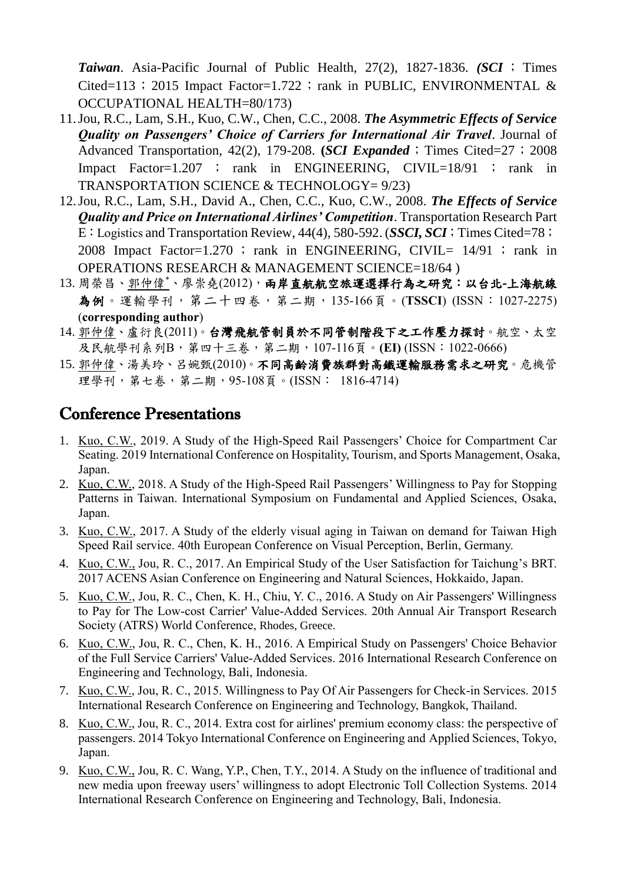***Taiwan***. Asia-Pacific Journal of Public Health, 27(2), 1827-1836. ***(SCI***；Times Cited=113；2015 Impact Factor=1.722；rank in PUBLIC, ENVIRONMENTAL & OCCUPATIONAL HEALTH=80/173)

11. Jou, R.C., Lam, S.H., Kuo, C.W., Chen, C.C., 2008. ***The Asymmetric Effects of Service Quality on Passengers' Choice of Carriers for International Air Travel***. Journal of Advanced Transportation, 42(2), 179-208. (***SCI Expanded***；Times Cited=27；2008 Impact Factor=1.207 ； rank in ENGINEERING, CIVIL=18/91 ； rank in TRANSPORTATION SCIENCE & TECHNOLOGY= 9/23)
12. Jou, R.C., Lam, S.H., David A., Chen, C.C., Kuo, C.W., 2008. ***The Effects of Service Quality and Price on International Airlines' Competition***. Transportation Research Part E：Logistics and Transportation Review, 44(4), 580-592. (***SSCI, SCI***；Times Cited=78；2008 Impact Factor=1.270 ； rank in ENGINEERING, CIVIL= 14/91 ； rank in OPERATIONS RESEARCH & MANAGEMENT SCIENCE=18/64 )
13. 周榮昌、郭仲偉*、廖崇堯(2012)，**兩岸直航航空旅運選擇行為之研究：以台北-上海航線為例**。運輸學刊，第二十四卷，第二期，135-166頁。(**TSSCI**) (ISSN：1027-2275) (**corresponding author**)
14. 郭仲偉、盧衍良(2011)。**台灣飛航管制員於不同管制階段下之工作壓力探討**。航空、太空及民航學刊系列B，第四十三卷，第二期，107-116頁。**(EI)** (ISSN：1022-0666)
15. 郭仲偉、湯美玲、呂婉甄(2010)。**不同高齡消費族群對高鐵運輸服務需求之研究**。危機管理學刊，第七卷，第二期，95-108頁。(ISSN： 1816-4714)

## Conference Presentations

1. Kuo, C.W., 2019. A Study of the High-Speed Rail Passengers' Choice for Compartment Car Seating. 2019 International Conference on Hospitality, Tourism, and Sports Management, Osaka, Japan.
2. Kuo, C.W., 2018. A Study of the High-Speed Rail Passengers' Willingness to Pay for Stopping Patterns in Taiwan. International Symposium on Fundamental and Applied Sciences, Osaka, Japan.
3. Kuo, C.W., 2017. A Study of the elderly visual aging in Taiwan on demand for Taiwan High Speed Rail service. 40th European Conference on Visual Perception, Berlin, Germany.
4. Kuo, C.W., Jou, R. C., 2017. An Empirical Study of the User Satisfaction for Taichung's BRT. 2017 ACENS Asian Conference on Engineering and Natural Sciences, Hokkaido, Japan.
5. Kuo, C.W., Jou, R. C., Chen, K. H., Chiu, Y. C., 2016. A Study on Air Passengers' Willingness to Pay for The Low-cost Carrier' Value-Added Services. 20th Annual Air Transport Research Society (ATRS) World Conference, Rhodes, Greece.
6. Kuo, C.W., Jou, R. C., Chen, K. H., 2016. A Empirical Study on Passengers' Choice Behavior of the Full Service Carriers' Value-Added Services. 2016 International Research Conference on Engineering and Technology, Bali, Indonesia.
7. Kuo, C.W., Jou, R. C., 2015. Willingness to Pay Of Air Passengers for Check-in Services. 2015 International Research Conference on Engineering and Technology, Bangkok, Thailand.
8. Kuo, C.W., Jou, R. C., 2014. Extra cost for airlines' premium economy class: the perspective of passengers. 2014 Tokyo International Conference on Engineering and Applied Sciences, Tokyo, Japan.
9. Kuo, C.W., Jou, R. C. Wang, Y.P., Chen, T.Y., 2014. A Study on the influence of traditional and new media upon freeway users' willingness to adopt Electronic Toll Collection Systems. 2014 International Research Conference on Engineering and Technology, Bali, Indonesia.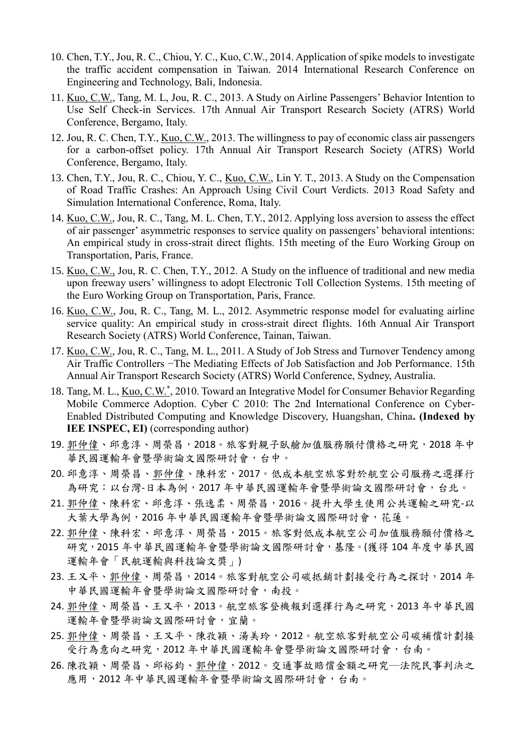10. Chen, T.Y., Jou, R. C., Chiou, Y. C., Kuo, C.W., 2014. Application of spike models to investigate the traffic accident compensation in Taiwan. 2014 International Research Conference on Engineering and Technology, Bali, Indonesia.
11. <u>Kuo, C.W.</u>, Tang, M. L, Jou, R. C., 2013. A Study on Airline Passengers' Behavior Intention to Use Self Check-in Services. 17th Annual Air Transport Research Society (ATRS) World Conference, Bergamo, Italy.
12. Jou, R. C. Chen, T.Y., <u>Kuo, C.W.</u>, 2013. The willingness to pay of economic class air passengers for a carbon-offset policy. 17th Annual Air Transport Research Society (ATRS) World Conference, Bergamo, Italy.
13. Chen, T.Y., Jou, R. C., Chiou, Y. C., <u>Kuo, C.W.</u>, Lin Y. T., 2013. A Study on the Compensation of Road Traffic Crashes: An Approach Using Civil Court Verdicts. 2013 Road Safety and Simulation International Conference, Roma, Italy.
14. <u>Kuo, C.W.</u>, Jou, R. C., Tang, M. L. Chen, T.Y., 2012. Applying loss aversion to assess the effect of air passenger' asymmetric responses to service quality on passengers' behavioral intentions: An empirical study in cross-strait direct flights. 15th meeting of the Euro Working Group on Transportation, Paris, France.
15. <u>Kuo, C.W.</u>, Jou, R. C. Chen, T.Y., 2012. A Study on the influence of traditional and new media upon freeway users' willingness to adopt Electronic Toll Collection Systems. 15th meeting of the Euro Working Group on Transportation, Paris, France.
16. <u>Kuo, C.W.</u>, Jou, R. C., Tang, M. L., 2012. Asymmetric response model for evaluating airline service quality: An empirical study in cross-strait direct flights. 16th Annual Air Transport Research Society (ATRS) World Conference, Tainan, Taiwan.
17. <u>Kuo, C.W.</u>, Jou, R. C., Tang, M. L., 2011. A Study of Job Stress and Turnover Tendency among Air Traffic Controllers −The Mediating Effects of Job Satisfaction and Job Performance. 15th Annual Air Transport Research Society (ATRS) World Conference, Sydney, Australia.
18. Tang, M. L., <u>Kuo, C.W.</u>*, 2010. Toward an Integrative Model for Consumer Behavior Regarding Mobile Commerce Adoption. Cyber C 2010: The 2nd International Conference on Cyber-Enabled Distributed Computing and Knowledge Discovery, Huangshan, China**. (Indexed by IEE INSPEC, EI)** (corresponding author)
19. <u>郭仲偉</u>、邱意淳、周榮昌，2018。旅客對親子臥艙加值服務願付價格之研究，2018 年中華民國運輸年會暨學術論文國際研討會，台中。
20. 邱意淳、周榮昌、<u>郭仲偉</u>、陳科宏，2017。低成本航空旅客對於航空公司服務之選擇行為研究：以台灣-日本為例，2017 年中華民國運輸年會暨學術論文國際研討會，台北。
21. <u>郭仲偉</u>、陳科宏、邱意淳、張逸柔、周榮昌，2016。提升大學生使用公共運輸之研究-以大葉大學為例，2016 年中華民國運輸年會暨學術論文國際研討會，花蓮。
22. <u>郭仲偉</u>、陳科宏、邱意淳、周榮昌，2015。旅客對低成本航空公司加值服務願付價格之研究，2015 年中華民國運輸年會暨學術論文國際研討會，基隆。(獲得 104 年度中華民國運輸年會「民航運輸與科技論文獎」)
23. 王又平、<u>郭仲偉</u>、周榮昌，2014。旅客對航空公司碳抵銷計劃接受行為之探討，2014 年中華民國運輸年會暨學術論文國際研討會，南投。
24. <u>郭仲偉</u>、周榮昌、王又平，2013。航空旅客登機報到選擇行為之研究，2013 年中華民國運輸年會暨學術論文國際研討會，宜蘭。
25. <u>郭仲偉</u>、周榮昌、王又平、陳孜穎、湯美玲，2012。航空旅客對航空公司碳補償計劃接受行為意向之研究，2012 年中華民國運輸年會暨學術論文國際研討會，台南。
26. 陳孜穎、周榮昌、邱裕鈞、<u>郭仲偉</u>，2012。交通事故賠償金額之研究─法院民事判決之應用，2012 年中華民國運輸年會暨學術論文國際研討會，台南。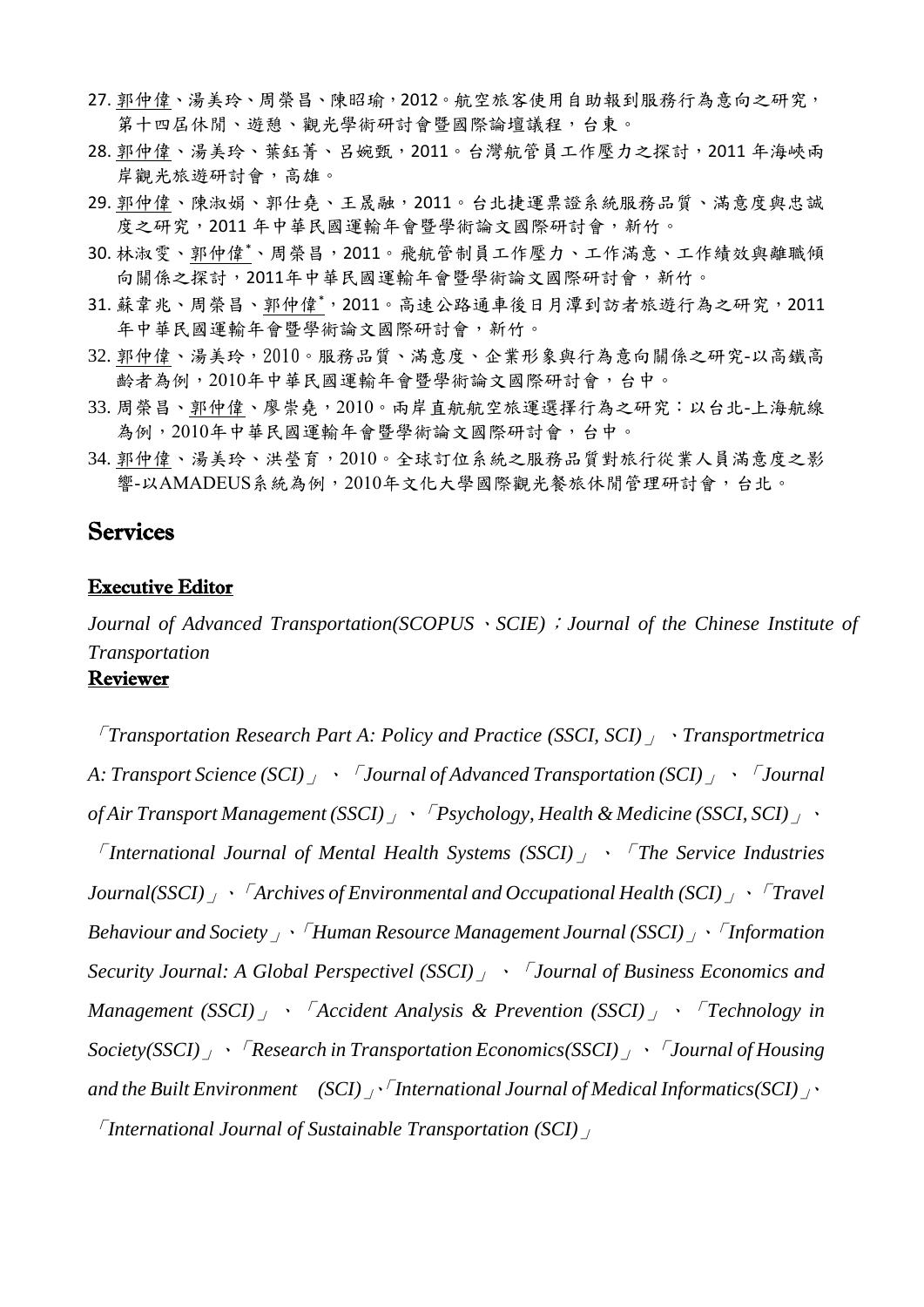27. <u>郭仲偉</u>、湯美玲、周榮昌、陳昭瑜，2012。航空旅客使用自助報到服務行為意向之研究，第十四屆休閒、遊憩、觀光學術研討會暨國際論壇議程，台東。
28. <u>郭仲偉</u>、湯美玲、葉鈺菁、呂婉甄，2011。台灣航管員工作壓力之探討，2011 年海峽兩岸觀光旅遊研討會，高雄。
29. <u>郭仲偉</u>、陳淑娟、郭仕堯、王晟融，2011。台北捷運票證系統服務品質、滿意度與忠誠度之研究，2011 年中華民國運輸年會暨學術論文國際研討會，新竹。
30. 林淑雯、<u>郭仲偉</u>*、周榮昌，2011。飛航管制員工作壓力、工作滿意、工作績效與離職傾向關係之探討，2011年中華民國運輸年會暨學術論文國際研討會，新竹。
31. 蘇韋兆、周榮昌、<u>郭仲偉</u>*，2011。高速公路通車後日月潭到訪者旅遊行為之研究，2011 年中華民國運輸年會暨學術論文國際研討會，新竹。
32. <u>郭仲偉</u>、湯美玲，2010。服務品質、滿意度、企業形象與行為意向關係之研究-以高鐵高齡者為例，2010年中華民國運輸年會暨學術論文國際研討會，台中。
33. 周榮昌、<u>郭仲偉</u>、廖崇堯，2010。兩岸直航航空旅運選擇行為之研究：以台北-上海航線為例，2010年中華民國運輸年會暨學術論文國際研討會，台中。
34. <u>郭仲偉</u>、湯美玲、洪瑩育，2010。全球訂位系統之服務品質對旅行從業人員滿意度之影響-以AMADEUS系統為例，2010年文化大學國際觀光餐旅休閒管理研討會，台北。

## Services

### Executive Editor

*Journal of Advanced Transportation(SCOPUS、SCIE)；Journal of the Chinese Institute of Transportation*

### Reviewer

「*Transportation Research Part A: Policy and Practice (SSCI, SCI)*」、*Transportmetrica A: Transport Science (SCI)*」、「*Journal of Advanced Transportation (SCI)*」、「*Journal of Air Transport Management (SSCI)*」、「*Psychology, Health & Medicine (SSCI, SCI)*」、「*International Journal of Mental Health Systems (SSCI)*」、「*The Service Industries Journal(SSCI)*」、「*Archives of Environmental and Occupational Health (SCI)*」、「*Travel Behaviour and Society*」、「*Human Resource Management Journal (SSCI)*」、「*Information Security Journal: A Global Perspectivel (SSCI)*」、「*Journal of Business Economics and Management (SSCI)*」、「*Accident Analysis & Prevention (SSCI)*」、「*Technology in Society(SSCI)*」、「*Research in Transportation Economics(SSCI)*」、「*Journal of Housing and the Built Environment (SCI)*」、「*International Journal of Medical Informatics(SCI)*」、「*International Journal of Sustainable Transportation (SCI)*」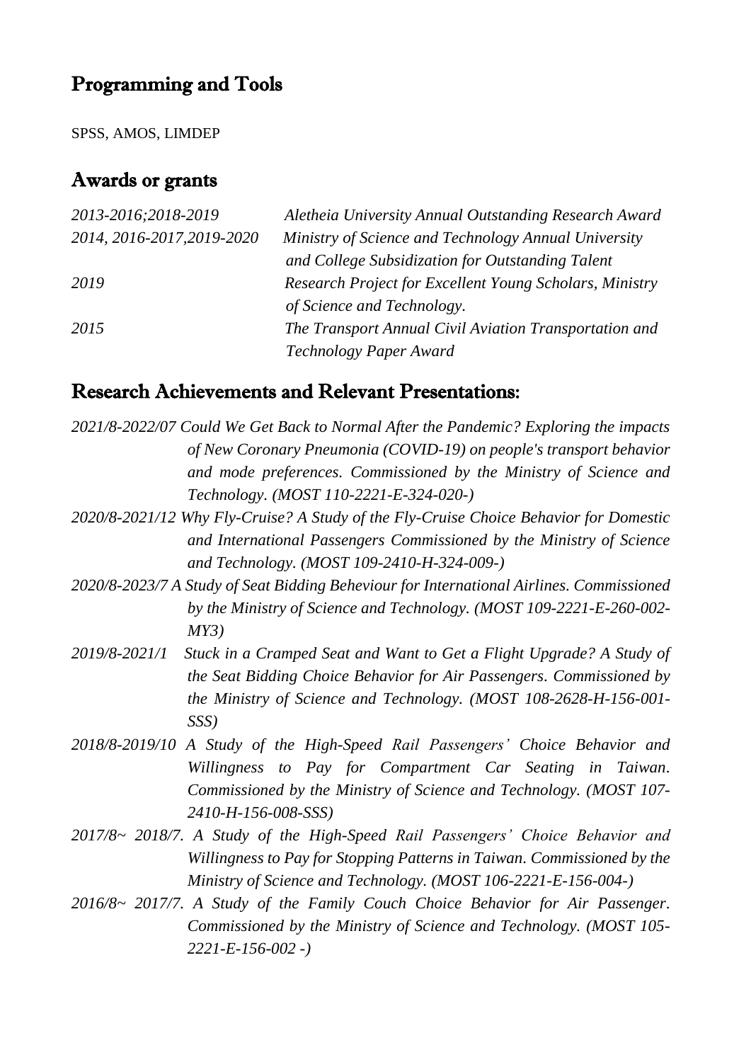## Programming and Tools

SPSS, AMOS, LIMDEP

## Awards or grants

| | |
|---|---|
| *2013-2016;2018-2019* | *Aletheia University Annual Outstanding Research Award* |
| *2014, 2016-2017,2019-2020* | *Ministry of Science and Technology Annual University and College Subsidization for Outstanding Talent* |
| *2019* | *Research Project for Excellent Young Scholars, Ministry of Science and Technology.* |
| *2015* | *The Transport Annual Civil Aviation Transportation and Technology Paper Award* |

## Research Achievements and Relevant Presentations:

*2021/8-2022/07 Could We Get Back to Normal After the Pandemic? Exploring the impacts of New Coronary Pneumonia (COVID-19) on people's transport behavior and mode preferences. Commissioned by the Ministry of Science and Technology. (MOST 110-2221-E-324-020-)*

*2020/8-2021/12 Why Fly-Cruise? A Study of the Fly-Cruise Choice Behavior for Domestic and International Passengers Commissioned by the Ministry of Science and Technology. (MOST 109-2410-H-324-009-)*

*2020/8-2023/7 A Study of Seat Bidding Beheviour for International Airlines. Commissioned by the Ministry of Science and Technology. (MOST 109-2221-E-260-002-MY3)*

*2019/8-2021/1 Stuck in a Cramped Seat and Want to Get a Flight Upgrade? A Study of the Seat Bidding Choice Behavior for Air Passengers. Commissioned by the Ministry of Science and Technology. (MOST 108-2628-H-156-001-SSS)*

*2018/8-2019/10 A Study of the High-Speed Rail Passengers' Choice Behavior and Willingness to Pay for Compartment Car Seating in Taiwan. Commissioned by the Ministry of Science and Technology. (MOST 107-2410-H-156-008-SSS)*

*2017/8~ 2018/7. A Study of the High-Speed Rail Passengers' Choice Behavior and Willingness to Pay for Stopping Patterns in Taiwan. Commissioned by the Ministry of Science and Technology. (MOST 106-2221-E-156-004-)*

*2016/8~ 2017/7. A Study of the Family Couch Choice Behavior for Air Passenger. Commissioned by the Ministry of Science and Technology. (MOST 105-2221-E-156-002 -)*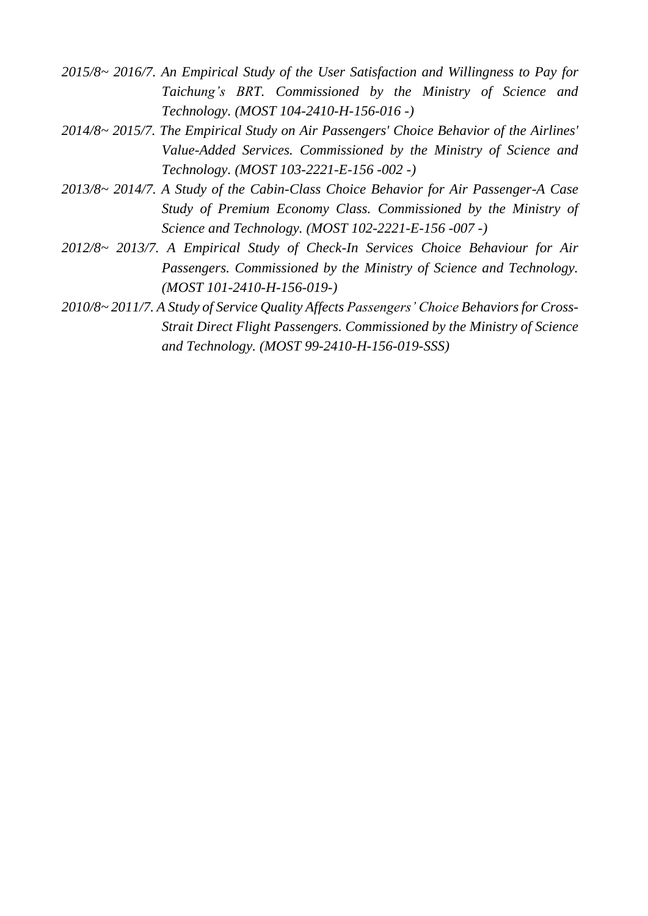*2015/8~ 2016/7. An Empirical Study of the User Satisfaction and Willingness to Pay for Taichung's BRT. Commissioned by the Ministry of Science and Technology. (MOST 104-2410-H-156-016 -)*

*2014/8~ 2015/7. The Empirical Study on Air Passengers' Choice Behavior of the Airlines' Value-Added Services. Commissioned by the Ministry of Science and Technology. (MOST 103-2221-E-156 -002 -)*

*2013/8~ 2014/7. A Study of the Cabin-Class Choice Behavior for Air Passenger-A Case Study of Premium Economy Class. Commissioned by the Ministry of Science and Technology. (MOST 102-2221-E-156 -007 -)*

*2012/8~ 2013/7. A Empirical Study of Check-In Services Choice Behaviour for Air Passengers. Commissioned by the Ministry of Science and Technology. (MOST 101-2410-H-156-019-)*

*2010/8~ 2011/7. A Study of Service Quality Affects Passengers' Choice Behaviors for Cross-Strait Direct Flight Passengers. Commissioned by the Ministry of Science and Technology. (MOST 99-2410-H-156-019-SSS)*